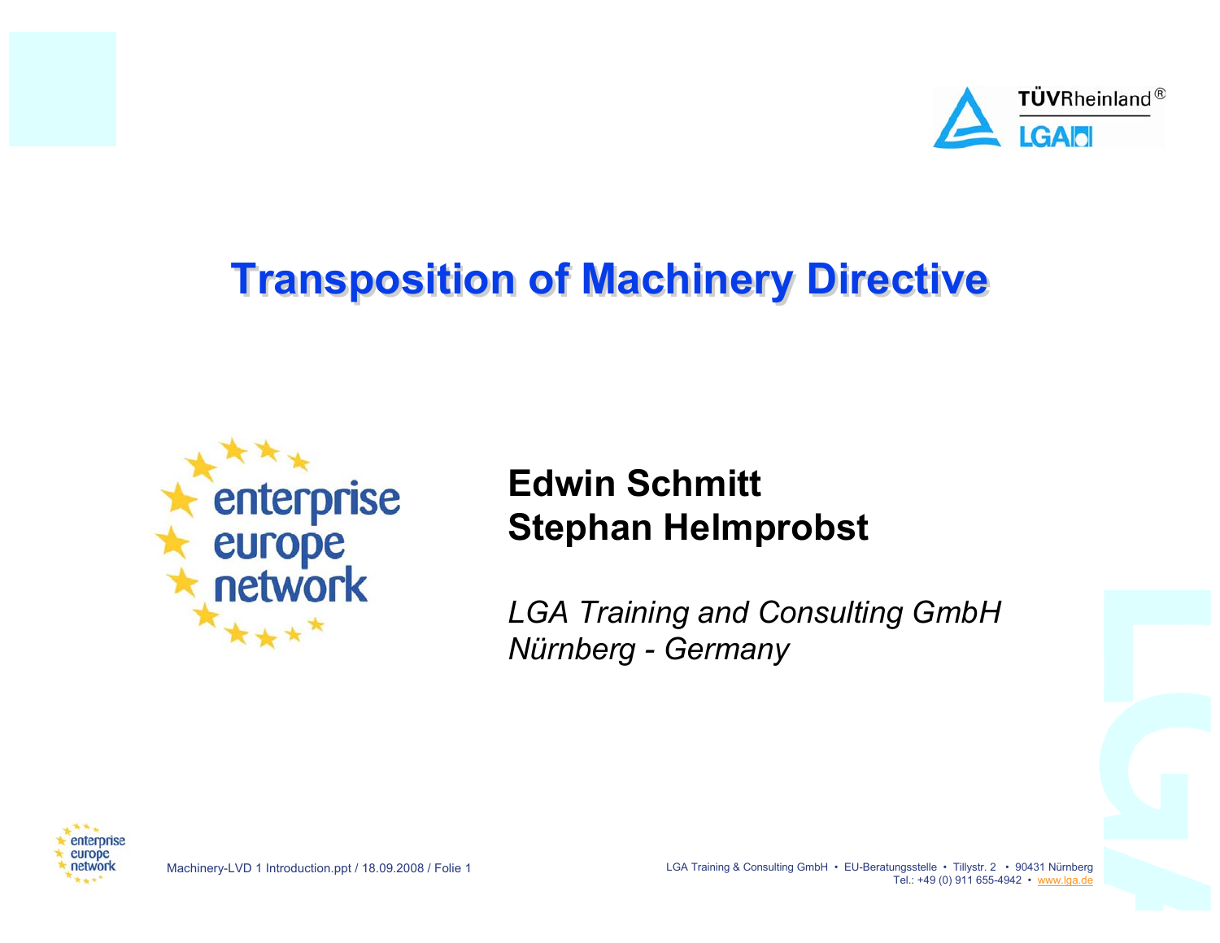# Transposition of Machinery Directive

**Edwin Schmitt**
**Stephan Helmprobst**

*LGA Training and Consulting GmbH*
*Nürnberg - Germany*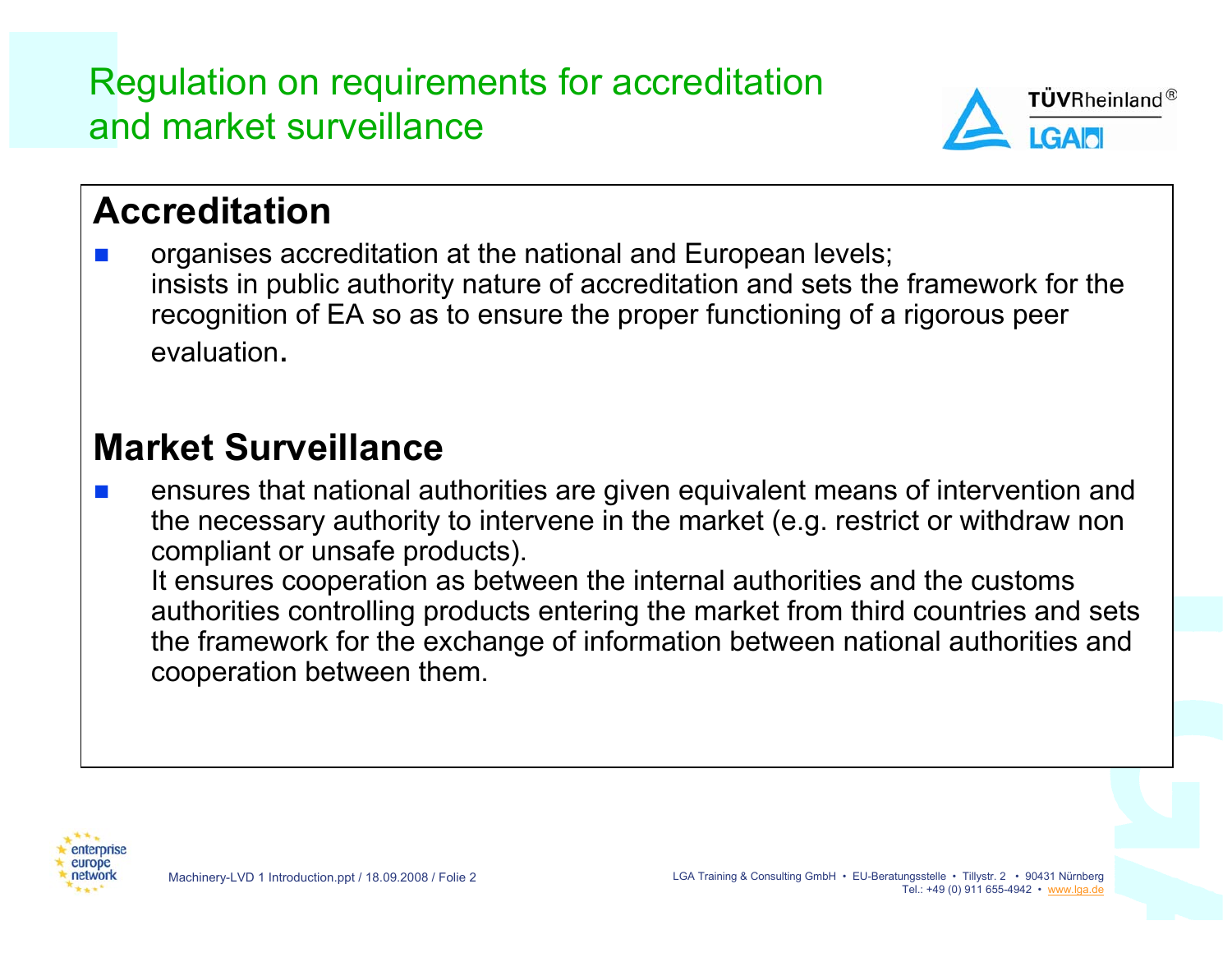# Regulation on requirements for accreditation and market surveillance

## Accreditation

- organises accreditation at the national and European levels;
  insists in public authority nature of accreditation and sets the framework for the recognition of EA so as to ensure the proper functioning of a rigorous peer evaluation.

## Market Surveillance

- ensures that national authorities are given equivalent means of intervention and the necessary authority to intervene in the market (e.g. restrict or withdraw non compliant or unsafe products).
  It ensures cooperation as between the internal authorities and the customs authorities controlling products entering the market from third countries and sets the framework for the exchange of information between national authorities and cooperation between them.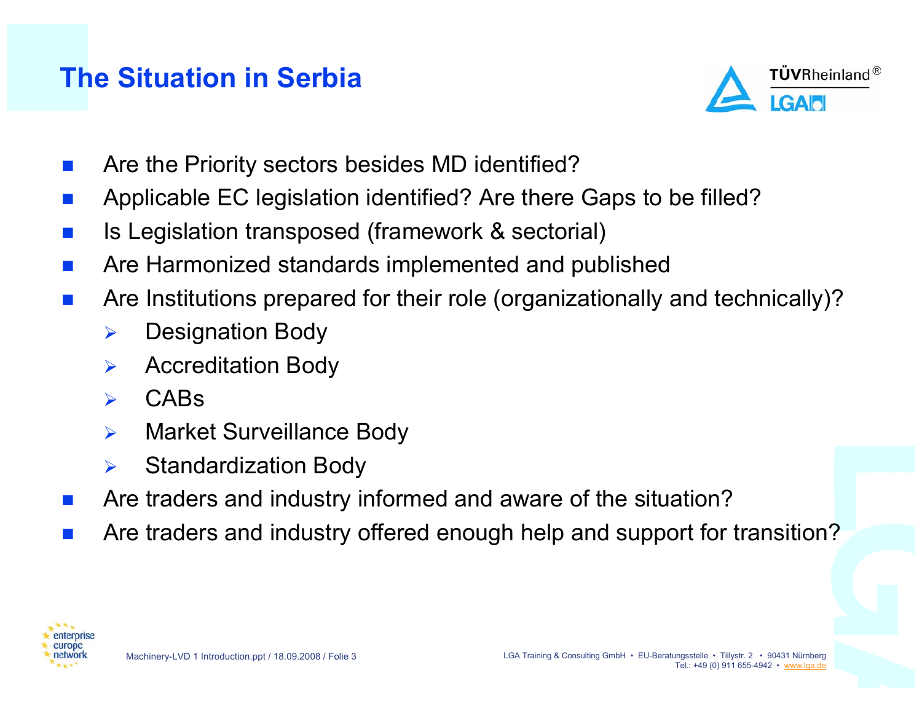# The Situation in Serbia

- Are the Priority sectors besides MD identified?
- Applicable EC legislation identified? Are there Gaps to be filled?
- Is Legislation transposed (framework & sectorial)
- Are Harmonized standards implemented and published
- Are Institutions prepared for their role (organizationally and technically)?
  - Designation Body
  - Accreditation Body
  - CABs
  - Market Surveillance Body
  - Standardization Body
- Are traders and industry informed and aware of the situation?
- Are traders and industry offered enough help and support for transition?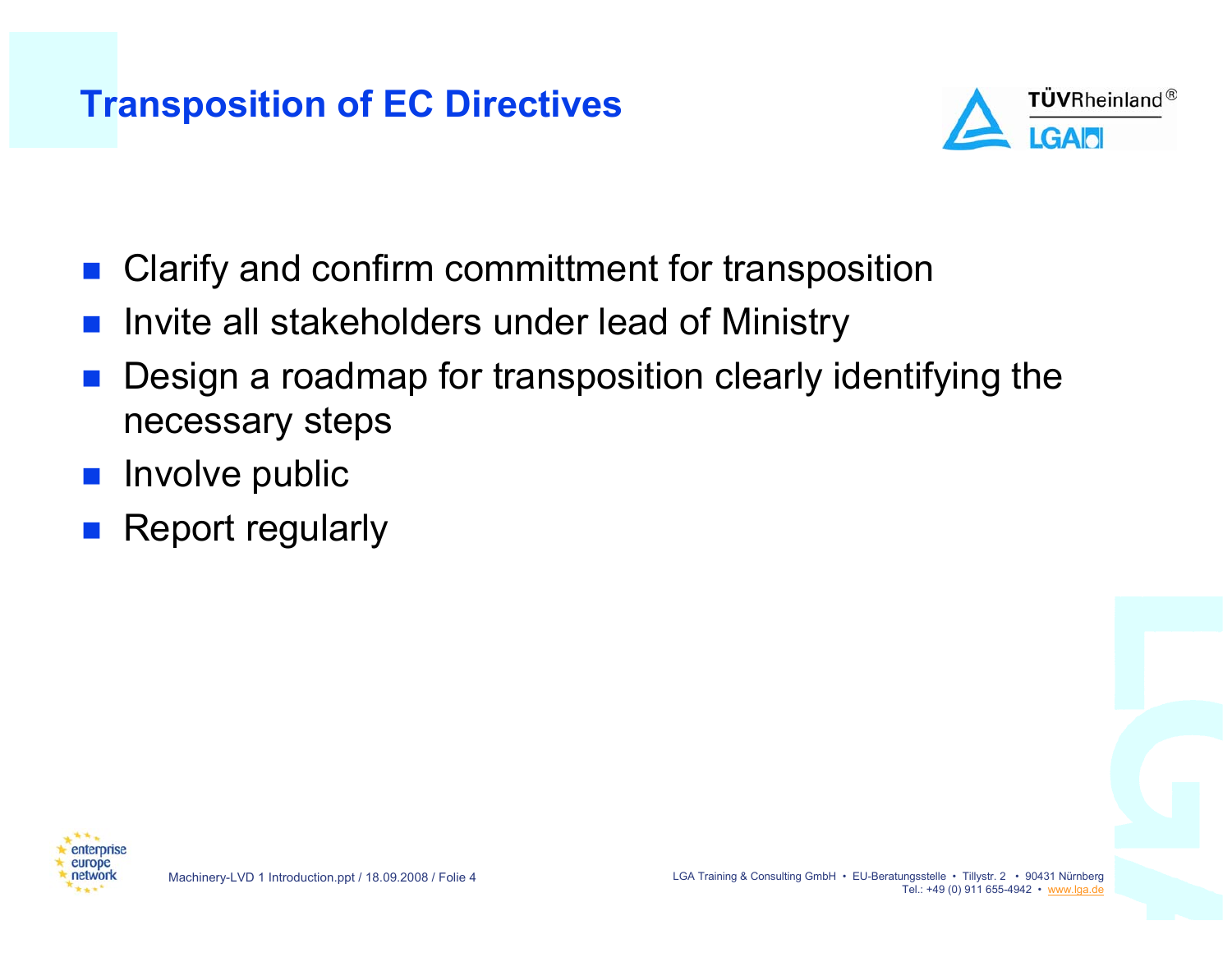## Transposition of EC Directives

- Clarify and confirm committment for transposition
- Invite all stakeholders under lead of Ministry
- Design a roadmap for transposition clearly identifying the necessary steps
- Involve public
- Report regularly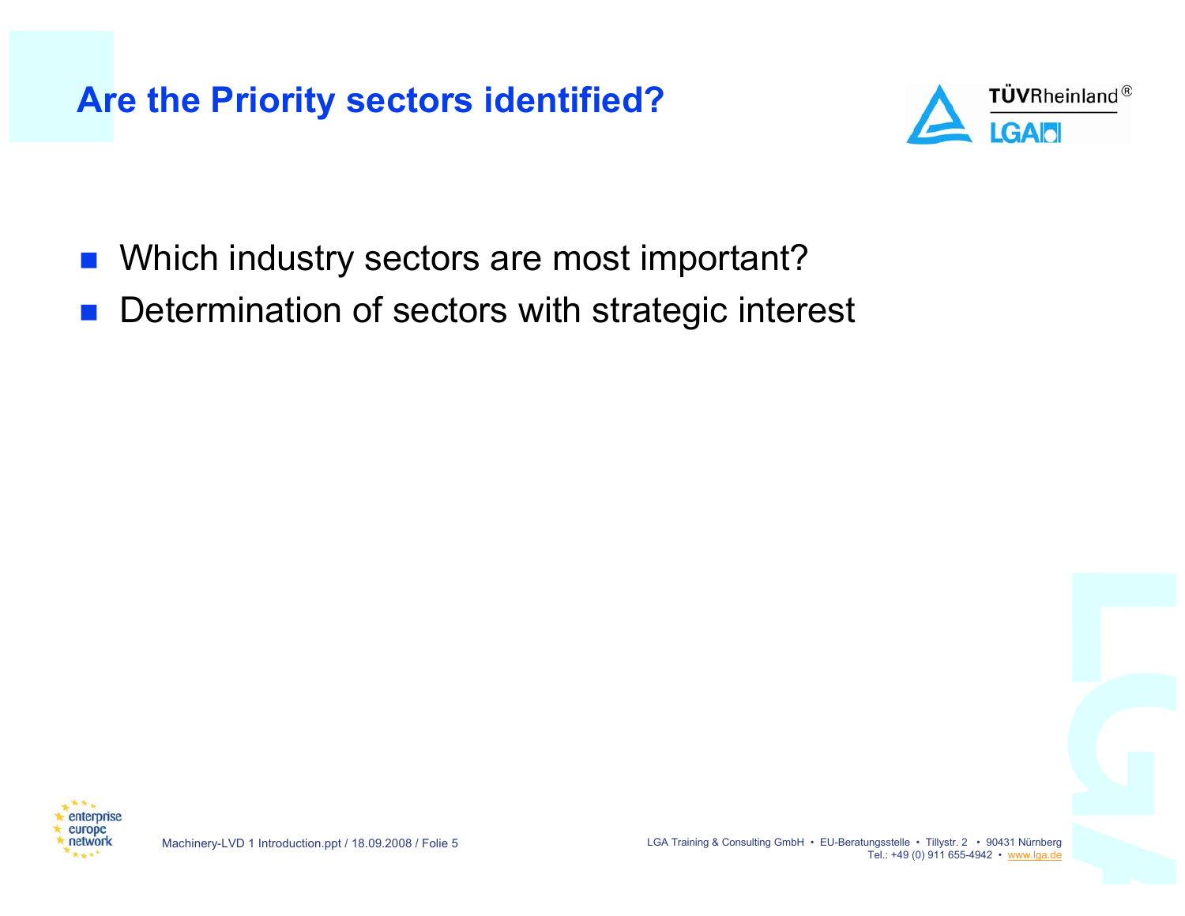# Are the Priority sectors identified?

- Which industry sectors are most important?
- Determination of sectors with strategic interest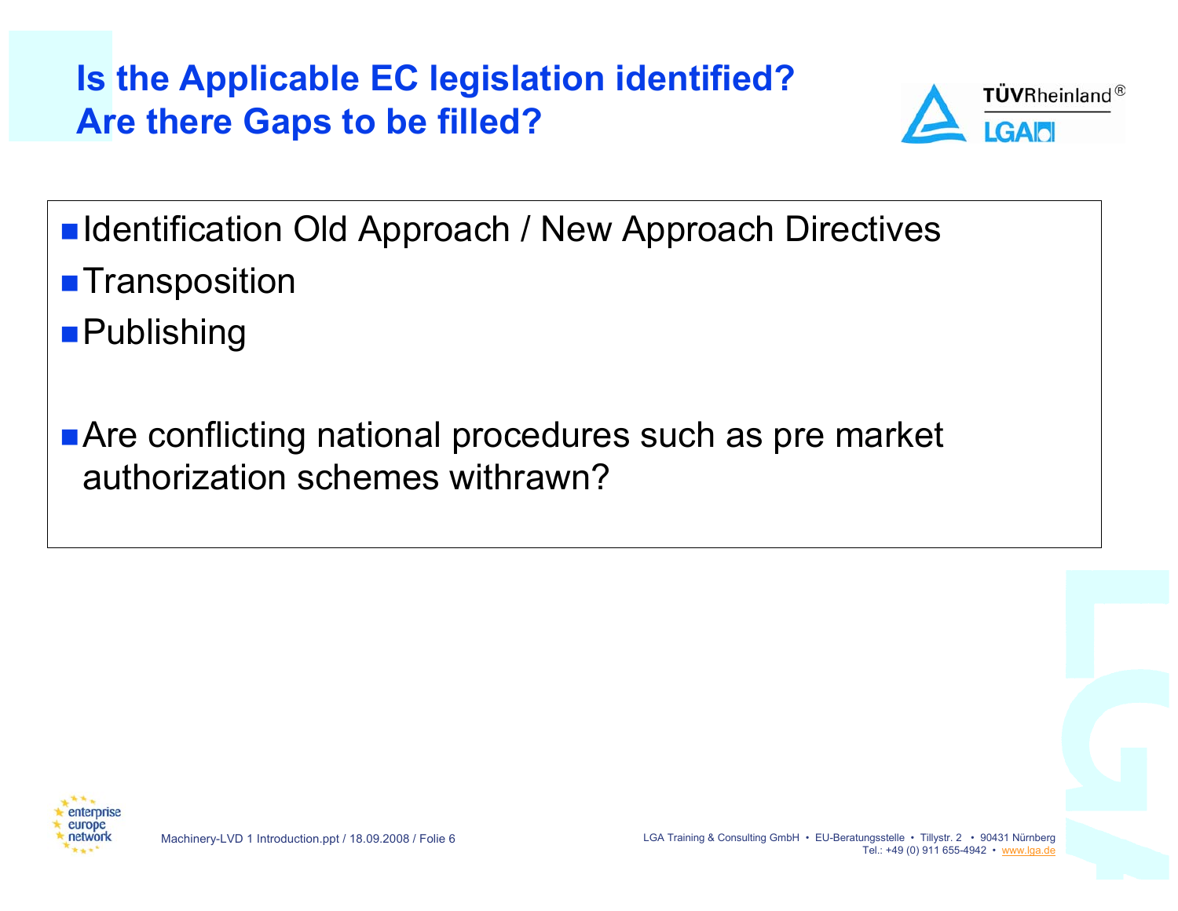# Is the Applicable EC legislation identified?
# Are there Gaps to be filled?

- Identification Old Approach / New Approach Directives
- Transposition
- Publishing

- Are conflicting national procedures such as pre market authorization schemes withrawn?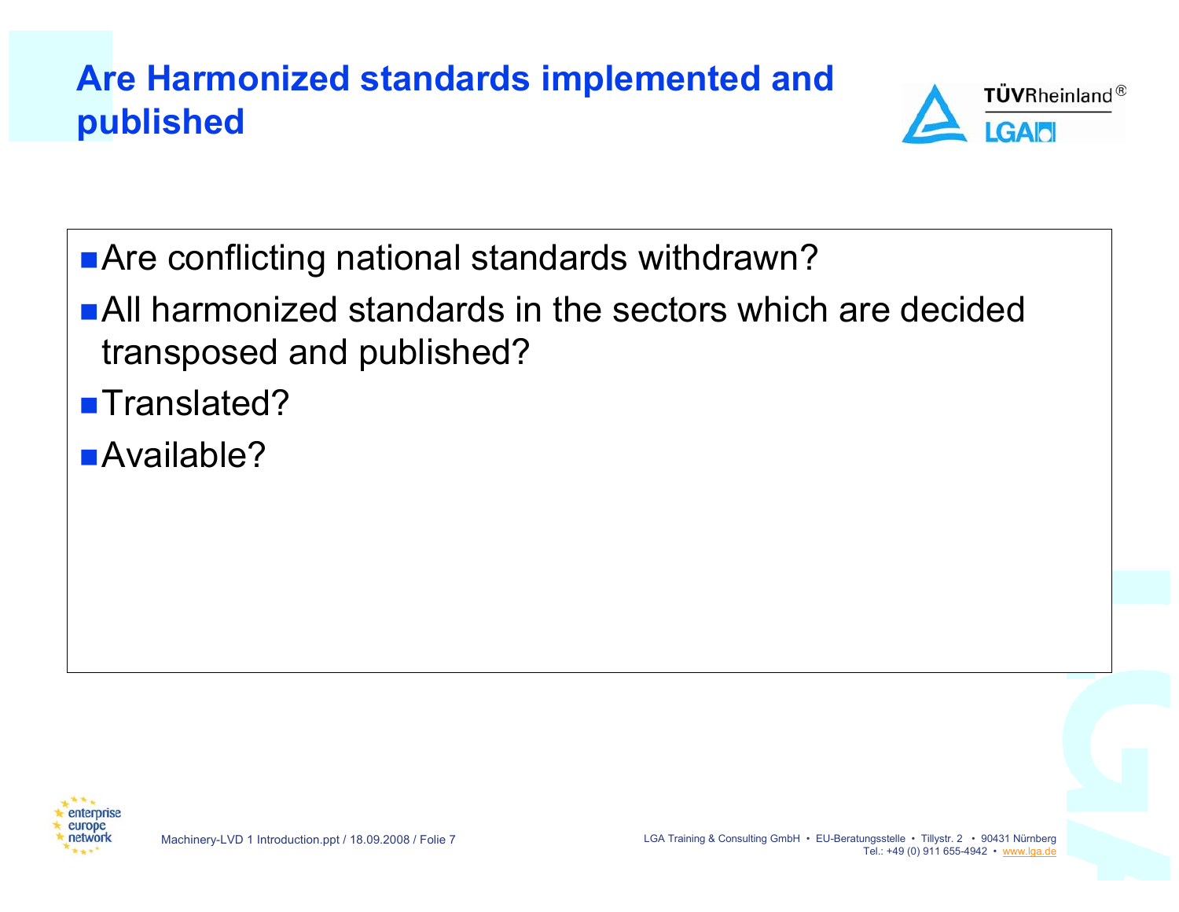# Are Harmonized standards implemented and published

- Are conflicting national standards withdrawn?
- All harmonized standards in the sectors which are decided transposed and published?
- Translated?
- Available?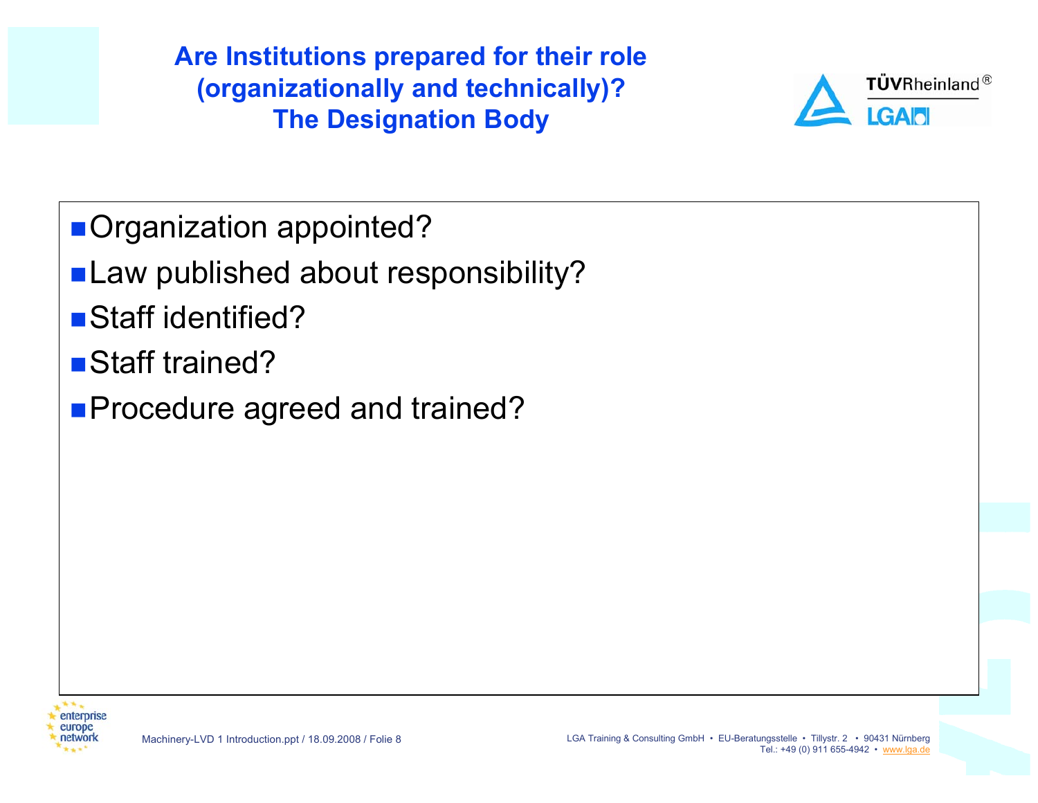# Are Institutions prepared for their role (organizationally and technically)? The Designation Body

- Organization appointed?
- Law published about responsibility?
- Staff identified?
- Staff trained?
- Procedure agreed and trained?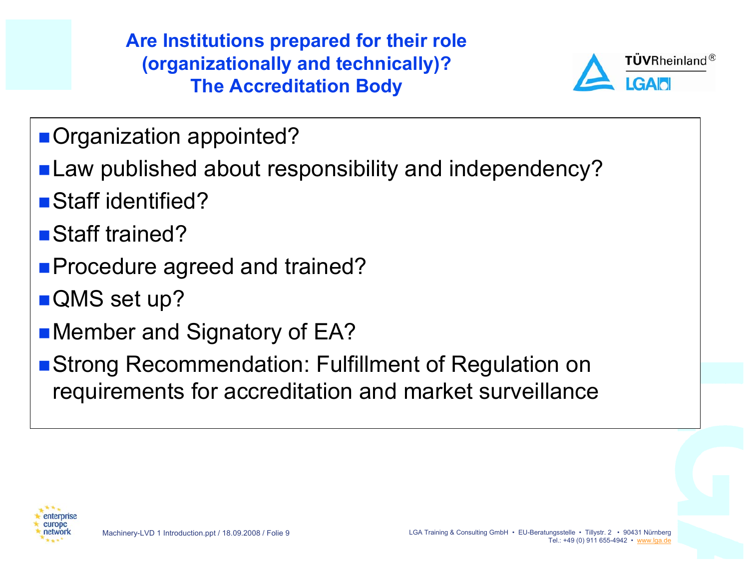# Are Institutions prepared for their role (organizationally and technically)?
# The Accreditation Body

- Organization appointed?
- Law published about responsibility and independency?
- Staff identified?
- Staff trained?
- Procedure agreed and trained?
- QMS set up?
- Member and Signatory of EA?
- Strong Recommendation: Fulfillment of Regulation on requirements for accreditation and market surveillance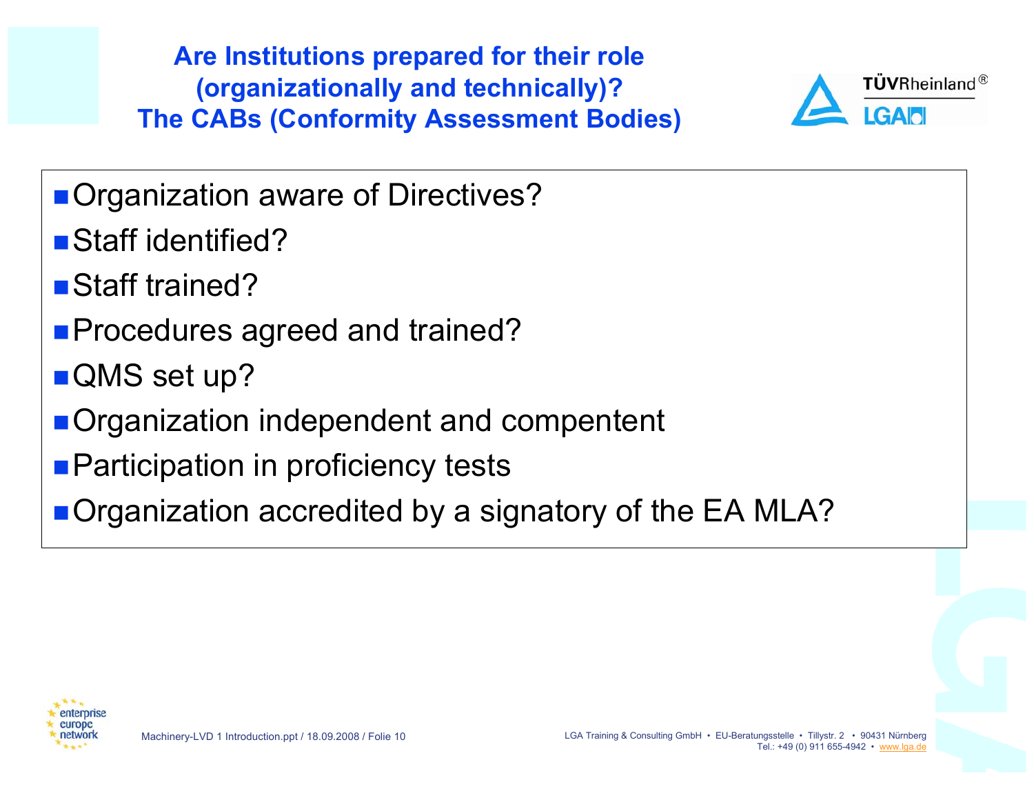# Are Institutions prepared for their role (organizationally and technically)?
# The CABs (Conformity Assessment Bodies)

- Organization aware of Directives?
- Staff identified?
- Staff trained?
- Procedures agreed and trained?
- QMS set up?
- Organization independent and compentent
- Participation in proficiency tests
- Organization accredited by a signatory of the EA MLA?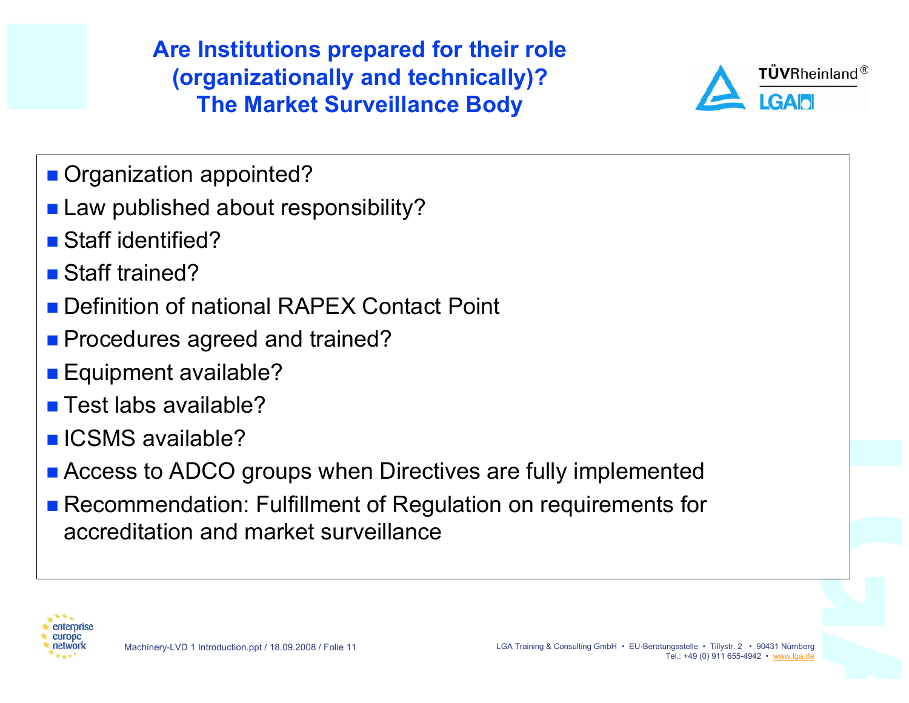# Are Institutions prepared for their role (organizationally and technically)? The Market Surveillance Body

- Organization appointed?
- Law published about responsibility?
- Staff identified?
- Staff trained?
- Definition of national RAPEX Contact Point
- Procedures agreed and trained?
- Equipment available?
- Test labs available?
- ICSMS available?
- Access to ADCO groups when Directives are fully implemented
- Recommendation: Fulfillment of Regulation on requirements for accreditation and market surveillance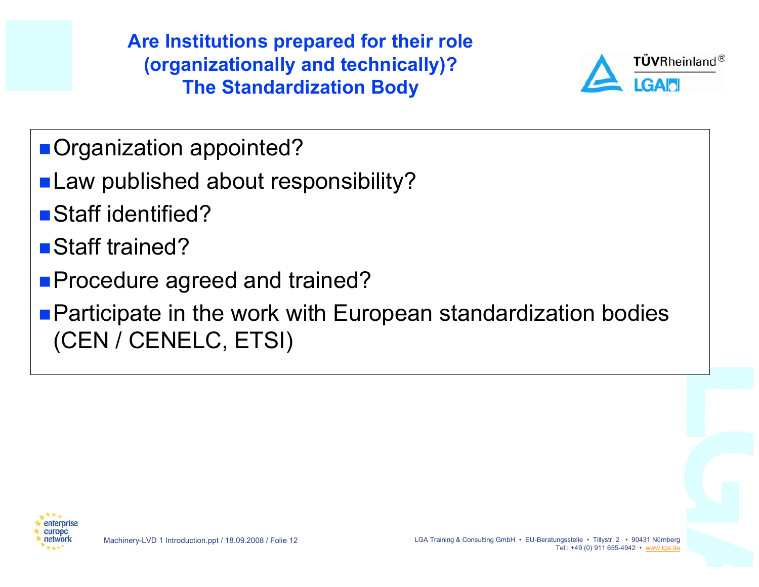# Are Institutions prepared for their role (organizationally and technically)? The Standardization Body

- Organization appointed?
- Law published about responsibility?
- Staff identified?
- Staff trained?
- Procedure agreed and trained?
- Participate in the work with European standardization bodies (CEN / CENELC, ETSI)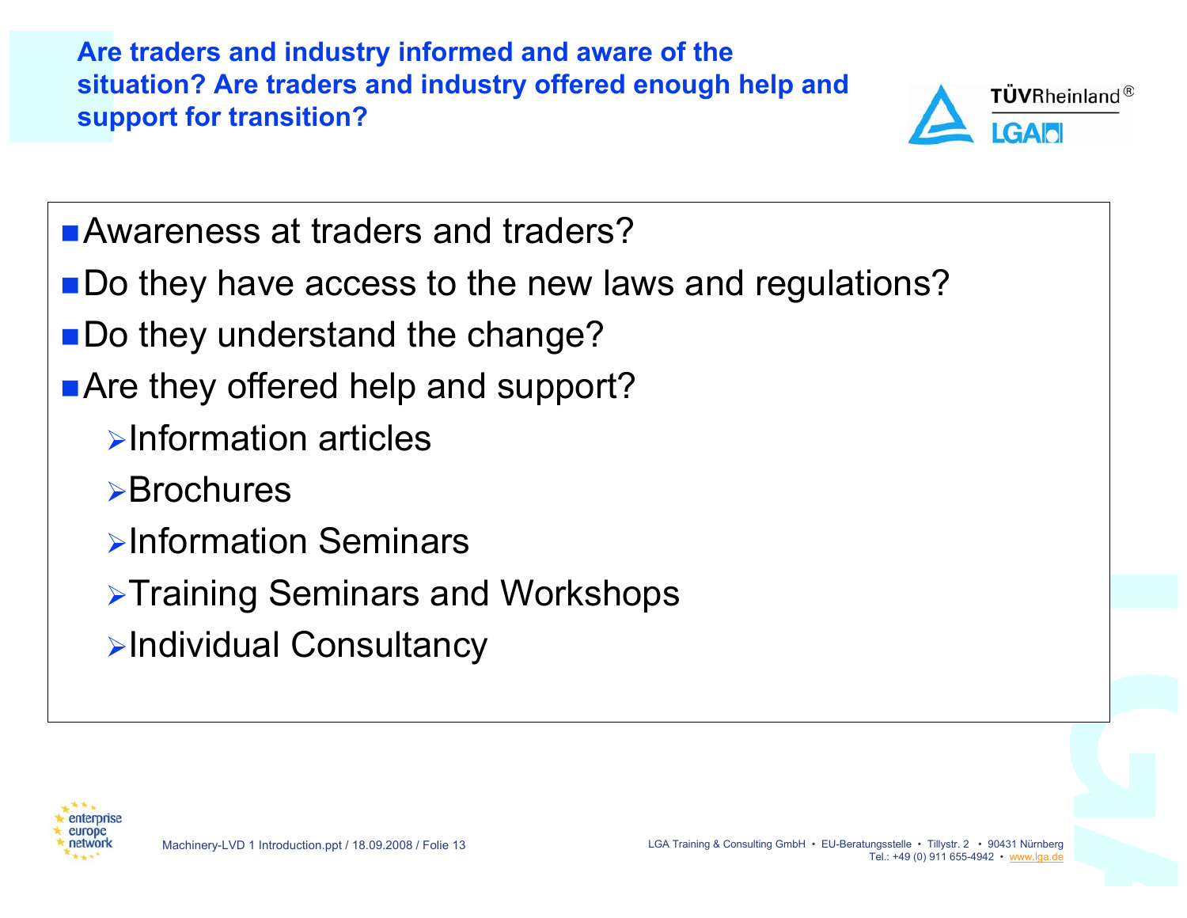## Are traders and industry informed and aware of the situation? Are traders and industry offered enough help and support for transition?

- Awareness at traders and traders?
- Do they have access to the new laws and regulations?
- Do they understand the change?
- Are they offered help and support?
  - Information articles
  - Brochures
  - Information Seminars
  - Training Seminars and Workshops
  - Individual Consultancy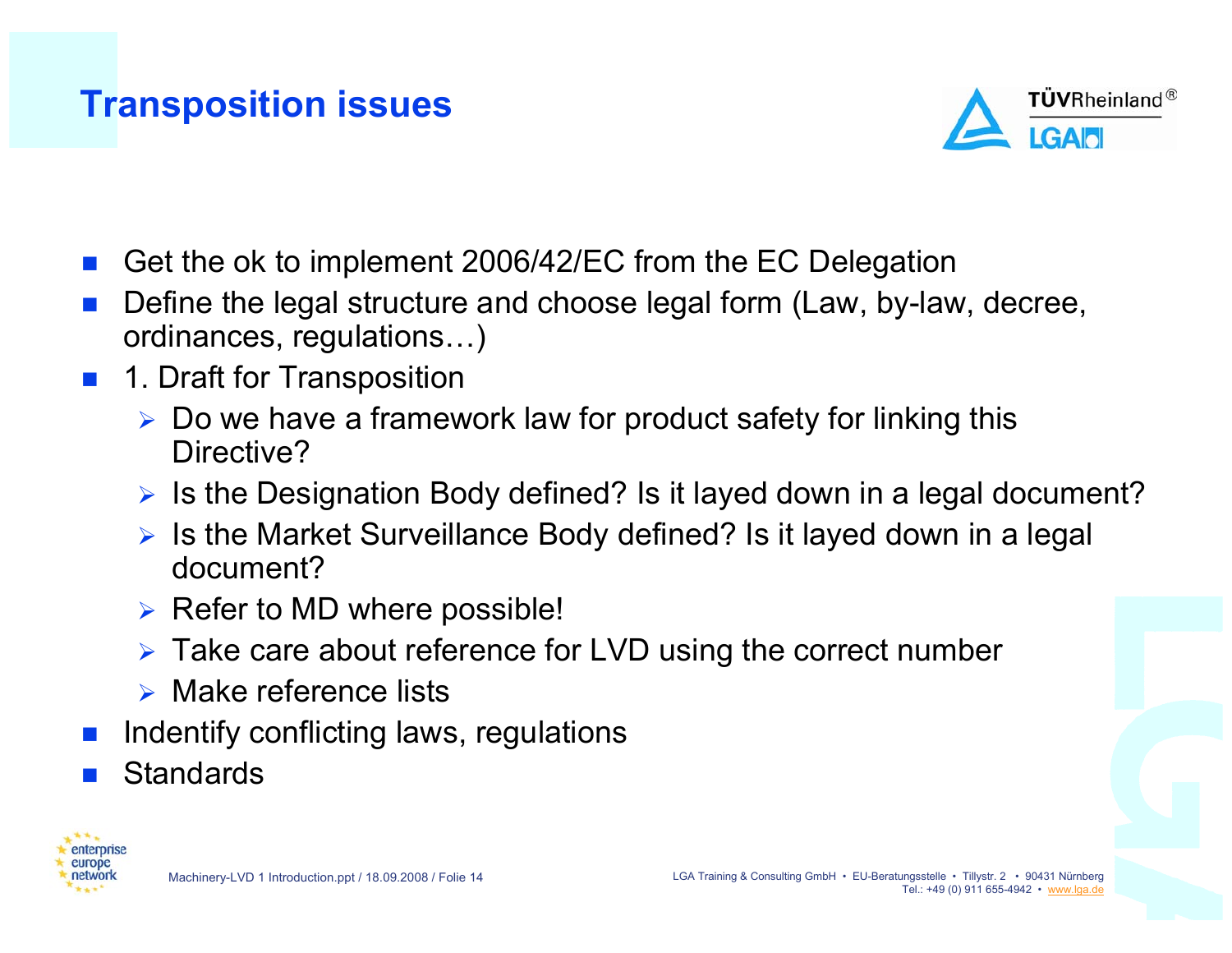# Transposition issues

- Get the ok to implement 2006/42/EC from the EC Delegation
- Define the legal structure and choose legal form (Law, by-law, decree, ordinances, regulations…)
- 1. Draft for Transposition
  - Do we have a framework law for product safety for linking this Directive?
  - Is the Designation Body defined? Is it layed down in a legal document?
  - Is the Market Surveillance Body defined? Is it layed down in a legal document?
  - Refer to MD where possible!
  - Take care about reference for LVD using the correct number
  - Make reference lists
- Indentify conflicting laws, regulations
- Standards